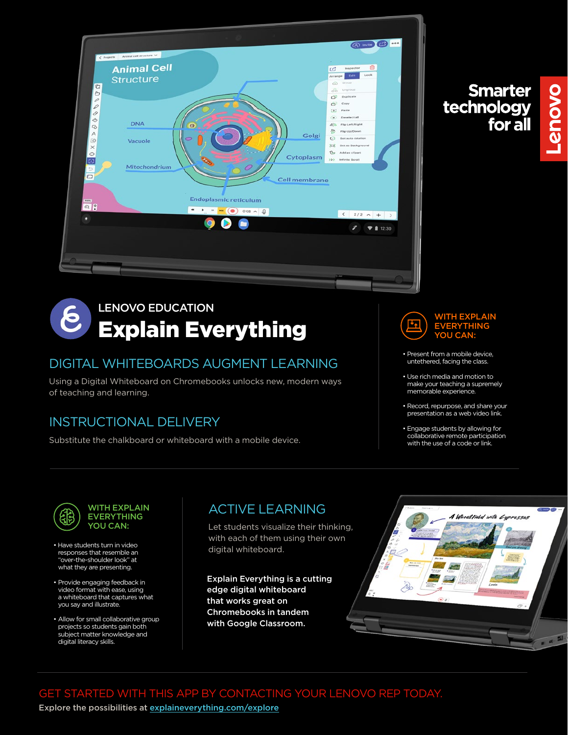Smarter technology for all

Lenovo

LENOVO EDUCATION

# Explain Everything

## DIGITAL WHITEBOARDS AUGMENT LEARNING

Using a Digital Whiteboard on Chromebooks unlocks new, modern ways of teaching and learning.

## INSTRUCTIONAL DELIVERY

Substitute the chalkboard or whiteboard with a mobile device.

### WITH EXPLAIN EVERYTHING YOU CAN:

- Present from a mobile device, untethered, facing the class.
- Use rich media and motion to make your teaching a supremely memorable experience.
- Record, repurpose, and share your presentation as a web video link.
- Engage students by allowing for collaborative remote participation with the use of a code or link.

### WITH EXPLAIN EVERYTHING YOU CAN:

- Have students turn in video responses that resemble an "over-the-shoulder look" at what they are presenting.
- Provide engaging feedback in video format with ease, using a whiteboard that captures what you say and illustrate.
- Allow for small collaborative group projects so students gain both subject matter knowledge and digital literacy skills.

## ACTIVE LEARNING

Let students visualize their thinking, with each of them using their own digital whiteboard.

**Explain Everything is a cutting edge digital whiteboard that works great on Chromebooks in tandem with Google Classroom.**

GET STARTED WITH THIS APP BY CONTACTING YOUR LENOVO REP TODAY.

**Explore the possibilities at explaineverything.com/explore**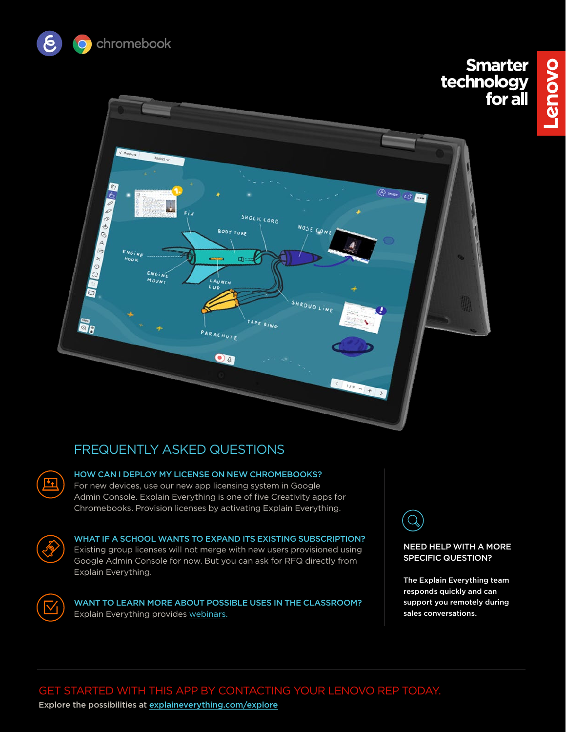Smarter technology for all

## FREQUENTLY ASKED QUESTIONS

### HOW CAN I DEPLOY MY LICENSE ON NEW CHROMEBOOKS?

For new devices, use our new app licensing system in Google Admin Console. Explain Everything is one of five Creativity apps for Chromebooks. Provision licenses by activating Explain Everything.

### WHAT IF A SCHOOL WANTS TO EXPAND ITS EXISTING SUBSCRIPTION?

Existing group licenses will not merge with new users provisioned using Google Admin Console for now. But you can ask for RFQ directly from Explain Everything.

### WANT TO LEARN MORE ABOUT POSSIBLE USES IN THE CLASSROOM?

Explain Everything provides webinars.

### NEED HELP WITH A MORE SPECIFIC QUESTION?

The Explain Everything team responds quickly and can support you remotely during sales conversations.

---

## GET STARTED WITH THIS APP BY CONTACTING YOUR LENOVO REP TODAY.

Explore the possibilities at explaineverything.com/explore